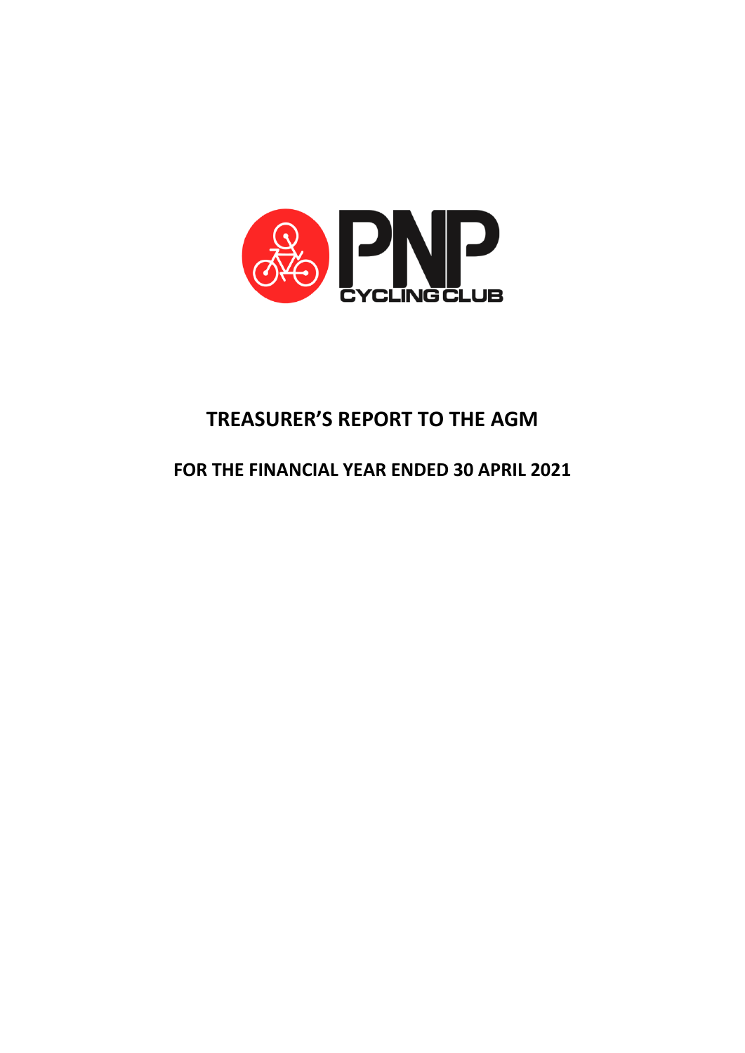# TREASURER'S REPORT TO THE AGM

## FOR THE FINANCIAL YEAR ENDED 30 APRIL 2021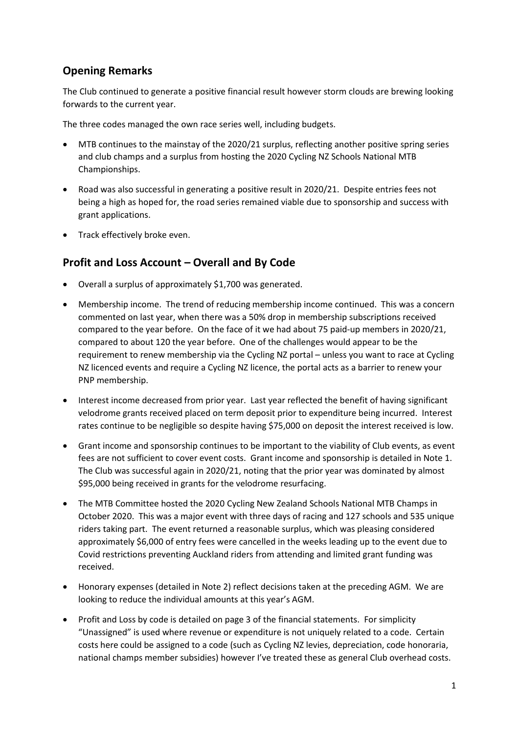## Opening Remarks

The Club continued to generate a positive financial result however storm clouds are brewing looking forwards to the current year.

The three codes managed the own race series well, including budgets.

- MTB continues to the mainstay of the 2020/21 surplus, reflecting another positive spring series and club champs and a surplus from hosting the 2020 Cycling NZ Schools National MTB Championships.
- Road was also successful in generating a positive result in 2020/21. Despite entries fees not being a high as hoped for, the road series remained viable due to sponsorship and success with grant applications.
- Track effectively broke even.

## Profit and Loss Account – Overall and By Code

- Overall a surplus of approximately $1,700 was generated.
- Membership income. The trend of reducing membership income continued. This was a concern commented on last year, when there was a 50% drop in membership subscriptions received compared to the year before. On the face of it we had about 75 paid-up members in 2020/21, compared to about 120 the year before. One of the challenges would appear to be the requirement to renew membership via the Cycling NZ portal – unless you want to race at Cycling NZ licenced events and require a Cycling NZ licence, the portal acts as a barrier to renew your PNP membership.
- Interest income decreased from prior year. Last year reflected the benefit of having significant velodrome grants received placed on term deposit prior to expenditure being incurred. Interest rates continue to be negligible so despite having $75,000 on deposit the interest received is low.
- Grant income and sponsorship continues to be important to the viability of Club events, as event fees are not sufficient to cover event costs. Grant income and sponsorship is detailed in Note 1. The Club was successful again in 2020/21, noting that the prior year was dominated by almost $95,000 being received in grants for the velodrome resurfacing.
- The MTB Committee hosted the 2020 Cycling New Zealand Schools National MTB Champs in October 2020. This was a major event with three days of racing and 127 schools and 535 unique riders taking part. The event returned a reasonable surplus, which was pleasing considered approximately $6,000 of entry fees were cancelled in the weeks leading up to the event due to Covid restrictions preventing Auckland riders from attending and limited grant funding was received.
- Honorary expenses (detailed in Note 2) reflect decisions taken at the preceding AGM. We are looking to reduce the individual amounts at this year's AGM.
- Profit and Loss by code is detailed on page 3 of the financial statements. For simplicity "Unassigned" is used where revenue or expenditure is not uniquely related to a code. Certain costs here could be assigned to a code (such as Cycling NZ levies, depreciation, code honoraria, national champs member subsidies) however I've treated these as general Club overhead costs.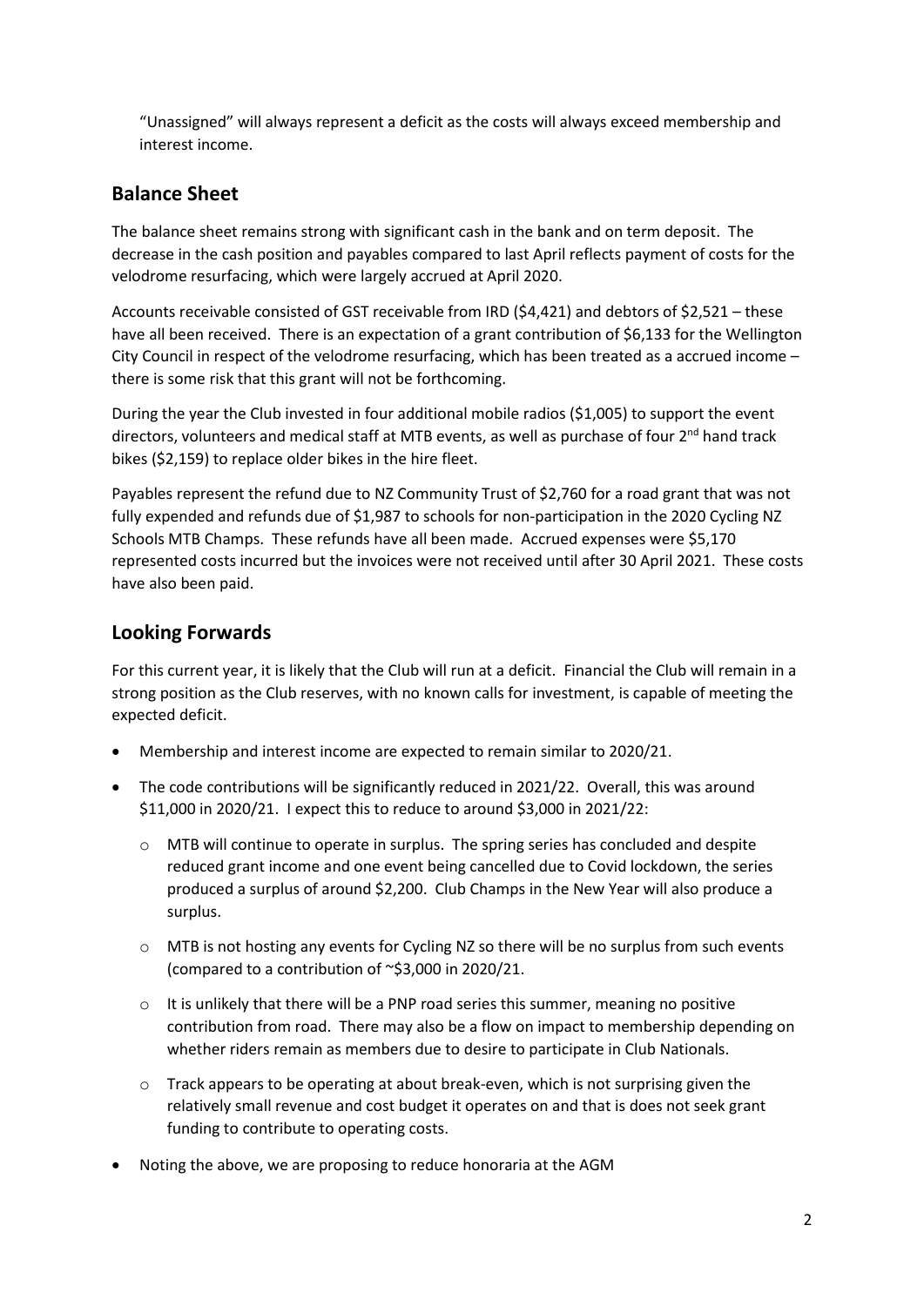"Unassigned" will always represent a deficit as the costs will always exceed membership and interest income.

## Balance Sheet

The balance sheet remains strong with significant cash in the bank and on term deposit. The decrease in the cash position and payables compared to last April reflects payment of costs for the velodrome resurfacing, which were largely accrued at April 2020.

Accounts receivable consisted of GST receivable from IRD ($4,421) and debtors of $2,521 – these have all been received. There is an expectation of a grant contribution of $6,133 for the Wellington City Council in respect of the velodrome resurfacing, which has been treated as a accrued income – there is some risk that this grant will not be forthcoming.

During the year the Club invested in four additional mobile radios ($1,005) to support the event directors, volunteers and medical staff at MTB events, as well as purchase of four 2nd hand track bikes ($2,159) to replace older bikes in the hire fleet.

Payables represent the refund due to NZ Community Trust of $2,760 for a road grant that was not fully expended and refunds due of $1,987 to schools for non-participation in the 2020 Cycling NZ Schools MTB Champs. These refunds have all been made. Accrued expenses were $5,170 represented costs incurred but the invoices were not received until after 30 April 2021. These costs have also been paid.

## Looking Forwards

For this current year, it is likely that the Club will run at a deficit. Financial the Club will remain in a strong position as the Club reserves, with no known calls for investment, is capable of meeting the expected deficit.

- Membership and interest income are expected to remain similar to 2020/21.
- The code contributions will be significantly reduced in 2021/22. Overall, this was around $11,000 in 2020/21. I expect this to reduce to around $3,000 in 2021/22:
  - MTB will continue to operate in surplus. The spring series has concluded and despite reduced grant income and one event being cancelled due to Covid lockdown, the series produced a surplus of around $2,200. Club Champs in the New Year will also produce a surplus.
  - MTB is not hosting any events for Cycling NZ so there will be no surplus from such events (compared to a contribution of ~$3,000 in 2020/21.
  - It is unlikely that there will be a PNP road series this summer, meaning no positive contribution from road. There may also be a flow on impact to membership depending on whether riders remain as members due to desire to participate in Club Nationals.
  - Track appears to be operating at about break-even, which is not surprising given the relatively small revenue and cost budget it operates on and that is does not seek grant funding to contribute to operating costs.
- Noting the above, we are proposing to reduce honoraria at the AGM